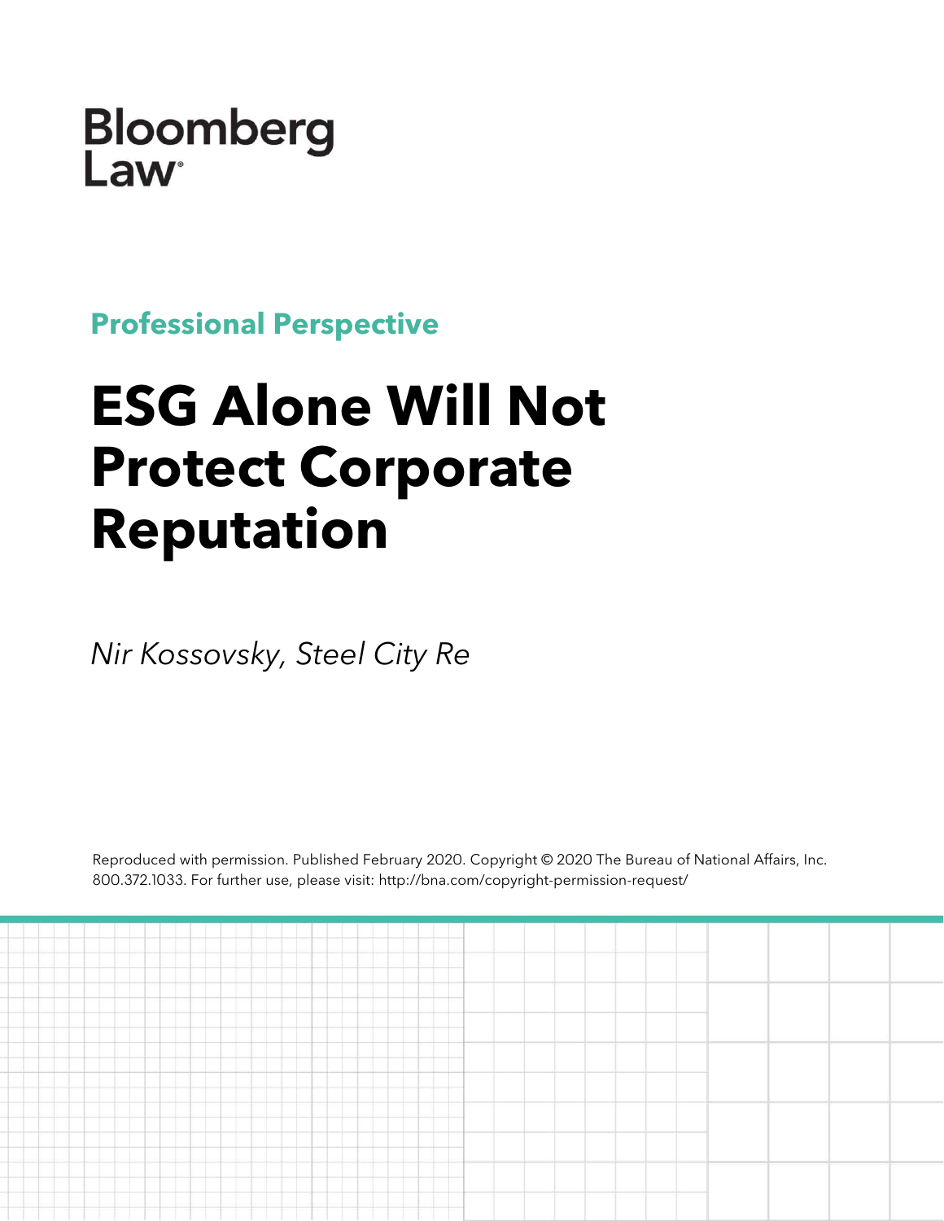Bloomberg Law

**Professional Perspective**

# ESG Alone Will Not Protect Corporate Reputation

*Nir Kossovsky, Steel City Re*

Reproduced with permission. Published February 2020. Copyright © 2020 The Bureau of National Affairs, Inc. 800.372.1033. For further use, please visit: http://bna.com/copyright-permission-request/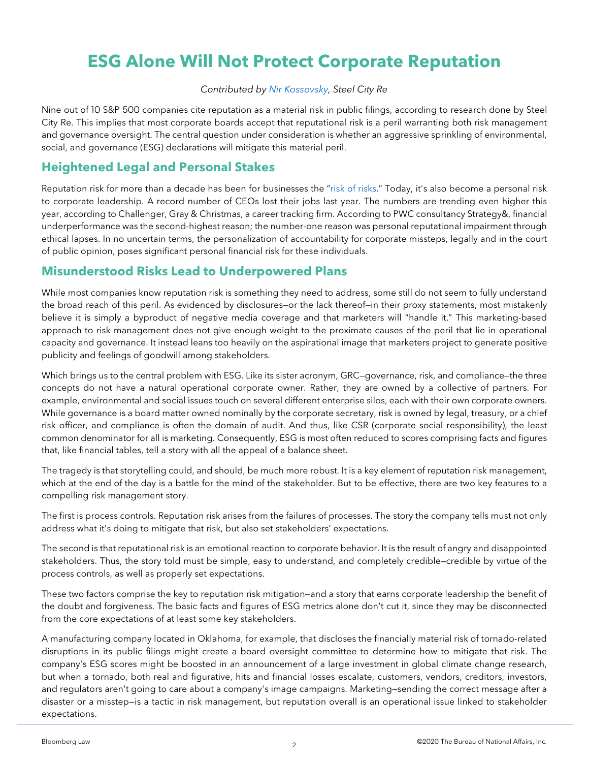# ESG Alone Will Not Protect Corporate Reputation

*Contributed by Nir Kossovsky, Steel City Re*

Nine out of 10 S&P 500 companies cite reputation as a material risk in public filings, according to research done by Steel City Re. This implies that most corporate boards accept that reputational risk is a peril warranting both risk management and governance oversight. The central question under consideration is whether an aggressive sprinkling of environmental, social, and governance (ESG) declarations will mitigate this material peril.

## Heightened Legal and Personal Stakes

Reputation risk for more than a decade has been for businesses the "risk of risks." Today, it's also become a personal risk to corporate leadership. A record number of CEOs lost their jobs last year. The numbers are trending even higher this year, according to Challenger, Gray & Christmas, a career tracking firm. According to PWC consultancy Strategy&, financial underperformance was the second-highest reason; the number-one reason was personal reputational impairment through ethical lapses. In no uncertain terms, the personalization of accountability for corporate missteps, legally and in the court of public opinion, poses significant personal financial risk for these individuals.

## Misunderstood Risks Lead to Underpowered Plans

While most companies know reputation risk is something they need to address, some still do not seem to fully understand the broad reach of this peril. As evidenced by disclosures—or the lack thereof—in their proxy statements, most mistakenly believe it is simply a byproduct of negative media coverage and that marketers will "handle it." This marketing-based approach to risk management does not give enough weight to the proximate causes of the peril that lie in operational capacity and governance. It instead leans too heavily on the aspirational image that marketers project to generate positive publicity and feelings of goodwill among stakeholders.

Which brings us to the central problem with ESG. Like its sister acronym, GRC—governance, risk, and compliance—the three concepts do not have a natural operational corporate owner. Rather, they are owned by a collective of partners. For example, environmental and social issues touch on several different enterprise silos, each with their own corporate owners. While governance is a board matter owned nominally by the corporate secretary, risk is owned by legal, treasury, or a chief risk officer, and compliance is often the domain of audit. And thus, like CSR (corporate social responsibility), the least common denominator for all is marketing. Consequently, ESG is most often reduced to scores comprising facts and figures that, like financial tables, tell a story with all the appeal of a balance sheet.

The tragedy is that storytelling could, and should, be much more robust. It is a key element of reputation risk management, which at the end of the day is a battle for the mind of the stakeholder. But to be effective, there are two key features to a compelling risk management story.

The first is process controls. Reputation risk arises from the failures of processes. The story the company tells must not only address what it's doing to mitigate that risk, but also set stakeholders' expectations.

The second is that reputational risk is an emotional reaction to corporate behavior. It is the result of angry and disappointed stakeholders. Thus, the story told must be simple, easy to understand, and completely credible—credible by virtue of the process controls, as well as properly set expectations.

These two factors comprise the key to reputation risk mitigation—and a story that earns corporate leadership the benefit of the doubt and forgiveness. The basic facts and figures of ESG metrics alone don't cut it, since they may be disconnected from the core expectations of at least some key stakeholders.

A manufacturing company located in Oklahoma, for example, that discloses the financially material risk of tornado-related disruptions in its public filings might create a board oversight committee to determine how to mitigate that risk. The company's ESG scores might be boosted in an announcement of a large investment in global climate change research, but when a tornado, both real and figurative, hits and financial losses escalate, customers, vendors, creditors, investors, and regulators aren't going to care about a company's image campaigns. Marketing—sending the correct message after a disaster or a misstep—is a tactic in risk management, but reputation overall is an operational issue linked to stakeholder expectations.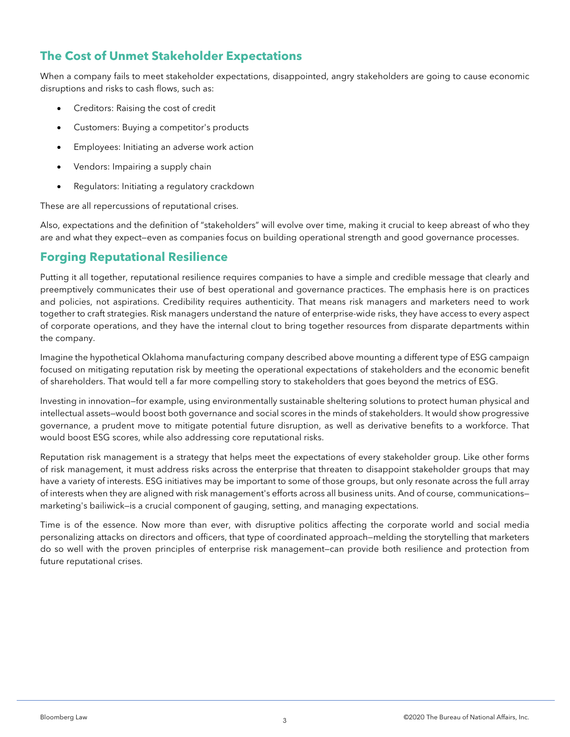## The Cost of Unmet Stakeholder Expectations

When a company fails to meet stakeholder expectations, disappointed, angry stakeholders are going to cause economic disruptions and risks to cash flows, such as:

- Creditors: Raising the cost of credit
- Customers: Buying a competitor's products
- Employees: Initiating an adverse work action
- Vendors: Impairing a supply chain
- Regulators: Initiating a regulatory crackdown

These are all repercussions of reputational crises.

Also, expectations and the definition of "stakeholders" will evolve over time, making it crucial to keep abreast of who they are and what they expect—even as companies focus on building operational strength and good governance processes.

## Forging Reputational Resilience

Putting it all together, reputational resilience requires companies to have a simple and credible message that clearly and preemptively communicates their use of best operational and governance practices. The emphasis here is on practices and policies, not aspirations. Credibility requires authenticity. That means risk managers and marketers need to work together to craft strategies. Risk managers understand the nature of enterprise-wide risks, they have access to every aspect of corporate operations, and they have the internal clout to bring together resources from disparate departments within the company.

Imagine the hypothetical Oklahoma manufacturing company described above mounting a different type of ESG campaign focused on mitigating reputation risk by meeting the operational expectations of stakeholders and the economic benefit of shareholders. That would tell a far more compelling story to stakeholders that goes beyond the metrics of ESG.

Investing in innovation—for example, using environmentally sustainable sheltering solutions to protect human physical and intellectual assets—would boost both governance and social scores in the minds of stakeholders. It would show progressive governance, a prudent move to mitigate potential future disruption, as well as derivative benefits to a workforce. That would boost ESG scores, while also addressing core reputational risks.

Reputation risk management is a strategy that helps meet the expectations of every stakeholder group. Like other forms of risk management, it must address risks across the enterprise that threaten to disappoint stakeholder groups that may have a variety of interests. ESG initiatives may be important to some of those groups, but only resonate across the full array of interests when they are aligned with risk management's efforts across all business units. And of course, communications—marketing's bailiwick—is a crucial component of gauging, setting, and managing expectations.

Time is of the essence. Now more than ever, with disruptive politics affecting the corporate world and social media personalizing attacks on directors and officers, that type of coordinated approach—melding the storytelling that marketers do so well with the proven principles of enterprise risk management—can provide both resilience and protection from future reputational crises.